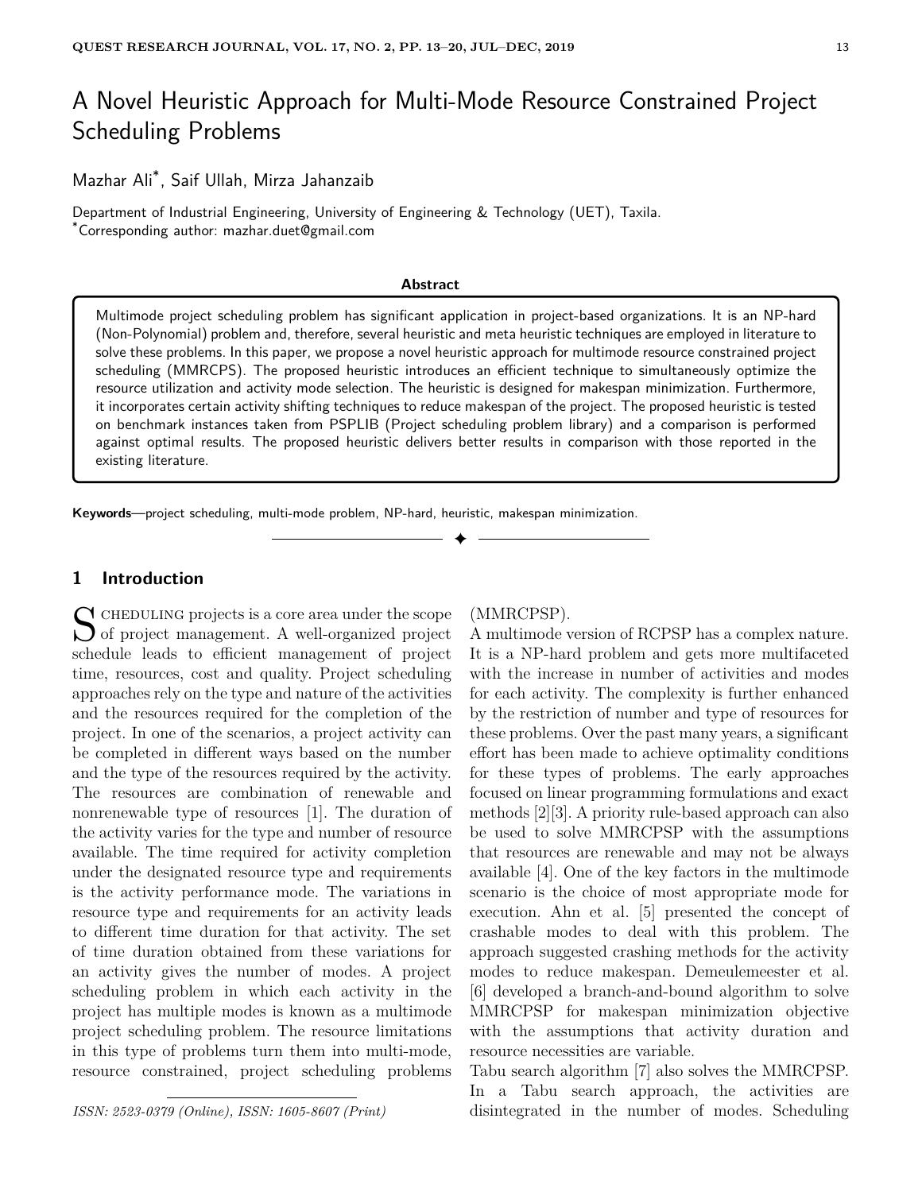# A Novel Heuristic Approach for Multi-Mode Resource Constrained Project Scheduling Problems

Mazhar Ali*, Saif Ullah, Mirza Jahanzaib

Department of Industrial Engineering, University of Engineering & Technology (UET), Taxila.
*Corresponding author: mazhar.duet@gmail.com

**Abstract**

Multimode project scheduling problem has significant application in project-based organizations. It is an NP-hard (Non-Polynomial) problem and, therefore, several heuristic and meta heuristic techniques are employed in literature to solve these problems. In this paper, we propose a novel heuristic approach for multimode resource constrained project scheduling (MMRCPS). The proposed heuristic introduces an efficient technique to simultaneously optimize the resource utilization and activity mode selection. The heuristic is designed for makespan minimization. Furthermore, it incorporates certain activity shifting techniques to reduce makespan of the project. The proposed heuristic is tested on benchmark instances taken from PSPLIB (Project scheduling problem library) and a comparison is performed against optimal results. The proposed heuristic delivers better results in comparison with those reported in the existing literature.

**Keywords**—project scheduling, multi-mode problem, NP-hard, heuristic, makespan minimization.

## 1 Introduction

Scheduling projects is a core area under the scope of project management. A well-organized project schedule leads to efficient management of project time, resources, cost and quality. Project scheduling approaches rely on the type and nature of the activities and the resources required for the completion of the project. In one of the scenarios, a project activity can be completed in different ways based on the number and the type of the resources required by the activity. The resources are combination of renewable and nonrenewable type of resources [1]. The duration of the activity varies for the type and number of resource available. The time required for activity completion under the designated resource type and requirements is the activity performance mode. The variations in resource type and requirements for an activity leads to different time duration for that activity. The set of time duration obtained from these variations for an activity gives the number of modes. A project scheduling problem in which each activity in the project has multiple modes is known as a multimode project scheduling problem. The resource limitations in this type of problems turn them into multi-mode, resource constrained, project scheduling problems (MMRCPSP).

A multimode version of RCPSP has a complex nature. It is a NP-hard problem and gets more multifaceted with the increase in number of activities and modes for each activity. The complexity is further enhanced by the restriction of number and type of resources for these problems. Over the past many years, a significant effort has been made to achieve optimality conditions for these types of problems. The early approaches focused on linear programming formulations and exact methods [2][3]. A priority rule-based approach can also be used to solve MMRCPSP with the assumptions that resources are renewable and may not be always available [4]. One of the key factors in the multimode scenario is the choice of most appropriate mode for execution. Ahn et al. [5] presented the concept of crashable modes to deal with this problem. The approach suggested crashing methods for the activity modes to reduce makespan. Demeulemeester et al. [6] developed a branch-and-bound algorithm to solve MMRCPSP for makespan minimization objective with the assumptions that activity duration and resource necessities are variable.

Tabu search algorithm [7] also solves the MMRCPSP. In a Tabu search approach, the activities are disintegrated in the number of modes. Scheduling

*ISSN: 2523-0379 (Online), ISSN: 1605-8607 (Print)*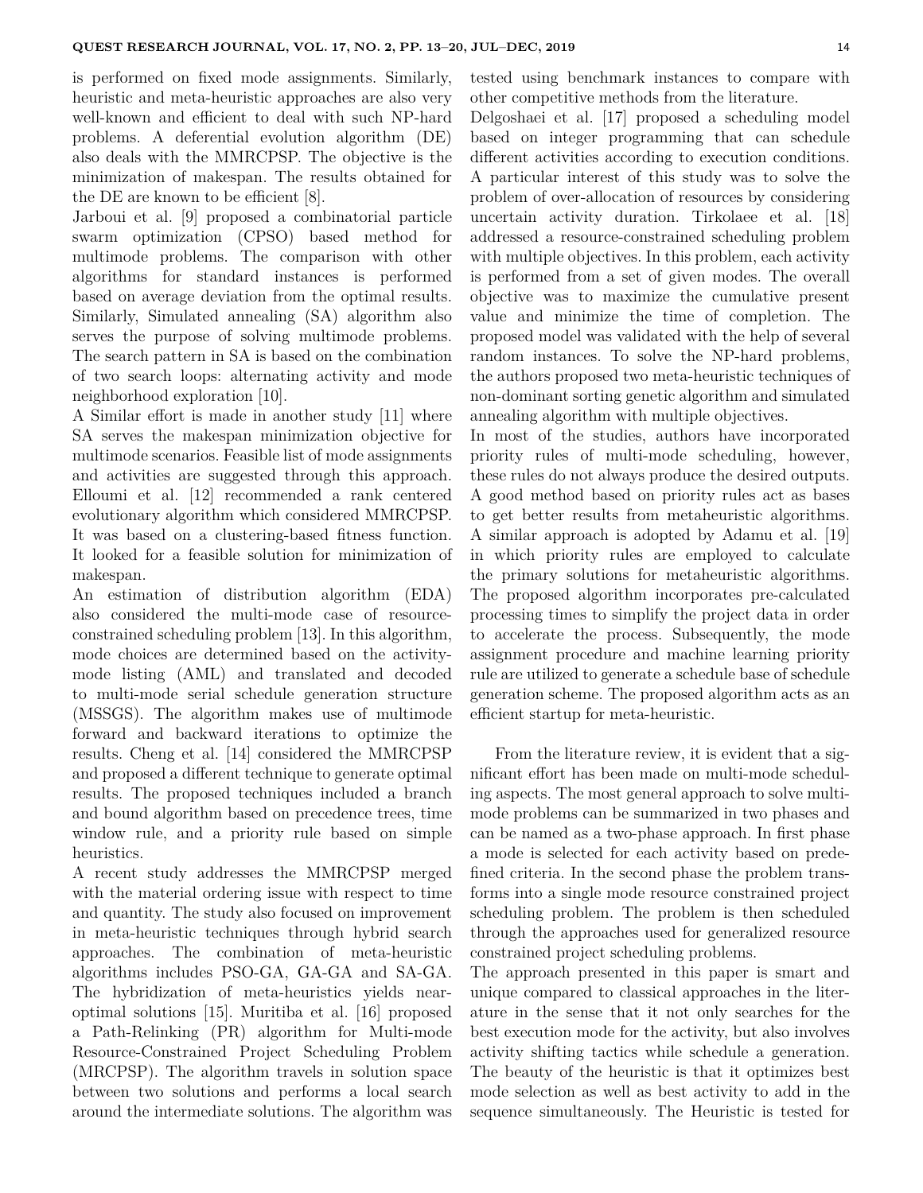is performed on fixed mode assignments. Similarly, heuristic and meta-heuristic approaches are also very well-known and efficient to deal with such NP-hard problems. A deferential evolution algorithm (DE) also deals with the MMRCPSP. The objective is the minimization of makespan. The results obtained for the DE are known to be efficient [8].

Jarboui et al. [9] proposed a combinatorial particle swarm optimization (CPSO) based method for multimode problems. The comparison with other algorithms for standard instances is performed based on average deviation from the optimal results. Similarly, Simulated annealing (SA) algorithm also serves the purpose of solving multimode problems. The search pattern in SA is based on the combination of two search loops: alternating activity and mode neighborhood exploration [10].

A Similar effort is made in another study [11] where SA serves the makespan minimization objective for multimode scenarios. Feasible list of mode assignments and activities are suggested through this approach. Elloumi et al. [12] recommended a rank centered evolutionary algorithm which considered MMRCPSP. It was based on a clustering-based fitness function. It looked for a feasible solution for minimization of makespan.

An estimation of distribution algorithm (EDA) also considered the multi-mode case of resource-constrained scheduling problem [13]. In this algorithm, mode choices are determined based on the activity-mode listing (AML) and translated and decoded to multi-mode serial schedule generation structure (MSSGS). The algorithm makes use of multimode forward and backward iterations to optimize the results. Cheng et al. [14] considered the MMRCPSP and proposed a different technique to generate optimal results. The proposed techniques included a branch and bound algorithm based on precedence trees, time window rule, and a priority rule based on simple heuristics.

A recent study addresses the MMRCPSP merged with the material ordering issue with respect to time and quantity. The study also focused on improvement in meta-heuristic techniques through hybrid search approaches. The combination of meta-heuristic algorithms includes PSO-GA, GA-GA and SA-GA. The hybridization of meta-heuristics yields near-optimal solutions [15]. Muritiba et al. [16] proposed a Path-Relinking (PR) algorithm for Multi-mode Resource-Constrained Project Scheduling Problem (MRCPSP). The algorithm travels in solution space between two solutions and performs a local search around the intermediate solutions. The algorithm was tested using benchmark instances to compare with other competitive methods from the literature.

Delgoshaei et al. [17] proposed a scheduling model based on integer programming that can schedule different activities according to execution conditions. A particular interest of this study was to solve the problem of over-allocation of resources by considering uncertain activity duration. Tirkolaee et al. [18] addressed a resource-constrained scheduling problem with multiple objectives. In this problem, each activity is performed from a set of given modes. The overall objective was to maximize the cumulative present value and minimize the time of completion. The proposed model was validated with the help of several random instances. To solve the NP-hard problems, the authors proposed two meta-heuristic techniques of non-dominant sorting genetic algorithm and simulated annealing algorithm with multiple objectives.

In most of the studies, authors have incorporated priority rules of multi-mode scheduling, however, these rules do not always produce the desired outputs. A good method based on priority rules act as bases to get better results from metaheuristic algorithms. A similar approach is adopted by Adamu et al. [19] in which priority rules are employed to calculate the primary solutions for metaheuristic algorithms. The proposed algorithm incorporates pre-calculated processing times to simplify the project data in order to accelerate the process. Subsequently, the mode assignment procedure and machine learning priority rule are utilized to generate a schedule base of schedule generation scheme. The proposed algorithm acts as an efficient startup for meta-heuristic.

From the literature review, it is evident that a significant effort has been made on multi-mode scheduling aspects. The most general approach to solve multi-mode problems can be summarized in two phases and can be named as a two-phase approach. In first phase a mode is selected for each activity based on predefined criteria. In the second phase the problem transforms into a single mode resource constrained project scheduling problem. The problem is then scheduled through the approaches used for generalized resource constrained project scheduling problems.

The approach presented in this paper is smart and unique compared to classical approaches in the literature in the sense that it not only searches for the best execution mode for the activity, but also involves activity shifting tactics while schedule a generation. The beauty of the heuristic is that it optimizes best mode selection as well as best activity to add in the sequence simultaneously. The Heuristic is tested for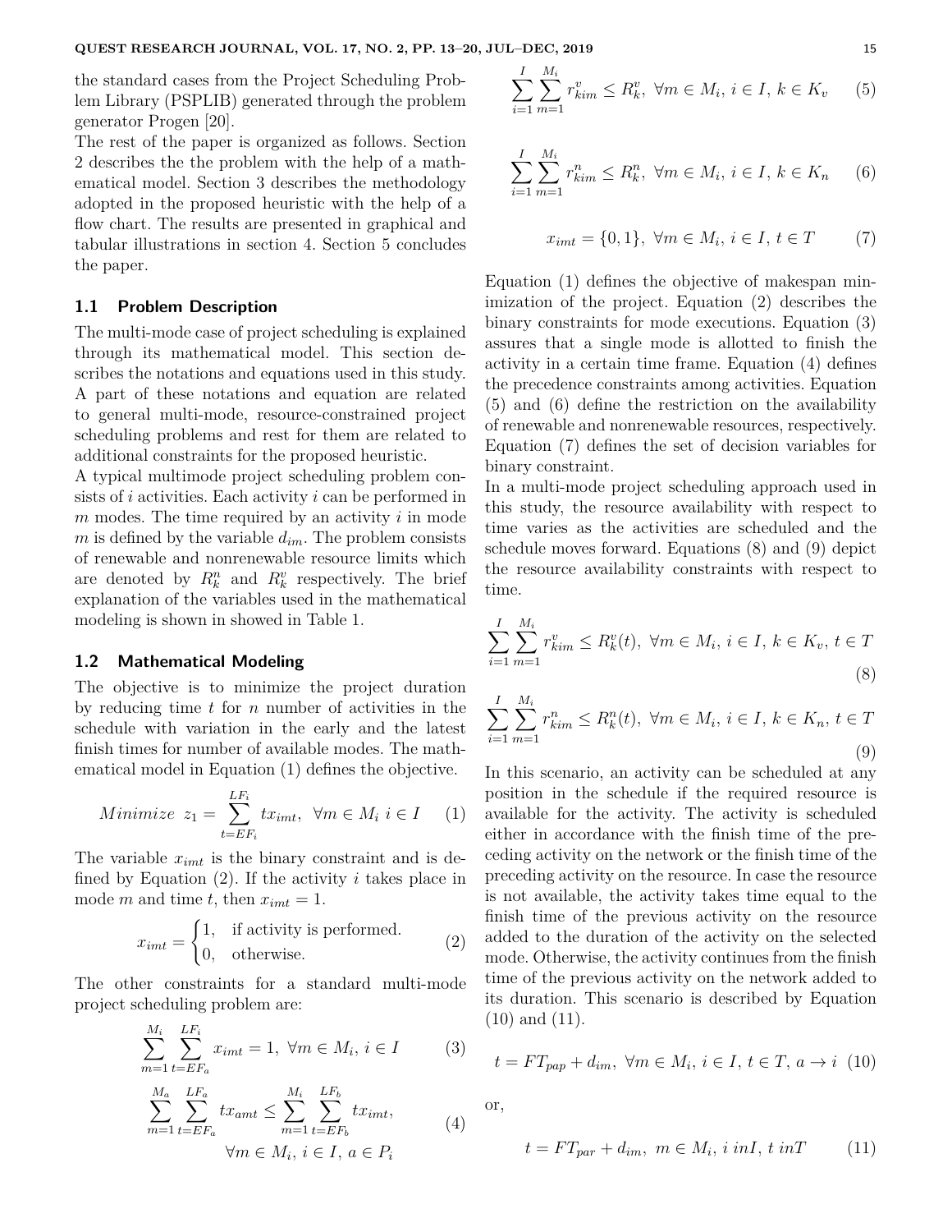the standard cases from the Project Scheduling Problem Library (PSPLIB) generated through the problem generator Progen [20].

The rest of the paper is organized as follows. Section 2 describes the the problem with the help of a mathematical model. Section 3 describes the methodology adopted in the proposed heuristic with the help of a flow chart. The results are presented in graphical and tabular illustrations in section 4. Section 5 concludes the paper.

### 1.1 Problem Description

The multi-mode case of project scheduling is explained through its mathematical model. This section describes the notations and equations used in this study. A part of these notations and equation are related to general multi-mode, resource-constrained project scheduling problems and rest for them are related to additional constraints for the proposed heuristic.

A typical multimode project scheduling problem consists of $i$ activities. Each activity $i$ can be performed in $m$ modes. The time required by an activity $i$ in mode $m$ is defined by the variable $d_{im}$. The problem consists of renewable and nonrenewable resource limits which are denoted by $R_k^n$ and $R_k^v$ respectively. The brief explanation of the variables used in the mathematical modeling is shown in showed in Table 1.

### 1.2 Mathematical Modeling

The objective is to minimize the project duration by reducing time $t$ for $n$ number of activities in the schedule with variation in the early and the latest finish times for number of available modes. The mathematical model in Equation (1) defines the objective.

$$Minimize \;\; z_1 = \sum_{t=EF_i}^{LF_i} t x_{imt}, \;\; \forall m \in M_i \; i \in I \tag{1}$$

The variable $x_{imt}$ is the binary constraint and is defined by Equation (2). If the activity $i$ takes place in mode $m$ and time $t$, then $x_{imt} = 1$.

$$x_{imt} = \begin{cases} 1, & \text{if activity is performed.} \\ 0, & \text{otherwise.} \end{cases} \tag{2}$$

The other constraints for a standard multi-mode project scheduling problem are:

$$\sum_{m=1}^{M_i} \sum_{t=EF_a}^{LF_i} x_{imt} = 1, \;\; \forall m \in M_i, \; i \in I \tag{3}$$

$$\sum_{m=1}^{M_a} \sum_{t=EF_a}^{LF_a} t x_{amt} \leq \sum_{m=1}^{M_i} \sum_{t=EF_b}^{LF_b} t x_{imt}, \quad \forall m \in M_i, \; i \in I, \; a \in P_i \tag{4}$$

$$\sum_{i=1}^{I} \sum_{m=1}^{M_i} r_{kim}^v \leq R_k^v, \;\; \forall m \in M_i, \; i \in I, \; k \in K_v \tag{5}$$

$$\sum_{i=1}^{I} \sum_{m=1}^{M_i} r_{kim}^n \leq R_k^n, \;\; \forall m \in M_i, \; i \in I, \; k \in K_n \tag{6}$$

$$x_{imt} = \{0, 1\}, \;\; \forall m \in M_i, \; i \in I, \; t \in T \tag{7}$$

Equation (1) defines the objective of makespan minimization of the project. Equation (2) describes the binary constraints for mode executions. Equation (3) assures that a single mode is allotted to finish the activity in a certain time frame. Equation (4) defines the precedence constraints among activities. Equation (5) and (6) define the restriction on the availability of renewable and nonrenewable resources, respectively. Equation (7) defines the set of decision variables for binary constraint.

In a multi-mode project scheduling approach used in this study, the resource availability with respect to time varies as the activities are scheduled and the schedule moves forward. Equations (8) and (9) depict the resource availability constraints with respect to time.

$$\sum_{i=1}^{I} \sum_{m=1}^{M_i} r_{kim}^v \leq R_k^v(t), \;\; \forall m \in M_i, \; i \in I, \; k \in K_v, \; t \in T \tag{8}$$

$$\sum_{i=1}^{I} \sum_{m=1}^{M_i} r_{kim}^n \leq R_k^n(t), \;\; \forall m \in M_i, \; i \in I, \; k \in K_n, \; t \in T \tag{9}$$

In this scenario, an activity can be scheduled at any position in the schedule if the required resource is available for the activity. The activity is scheduled either in accordance with the finish time of the preceding activity on the network or the finish time of the preceding activity on the resource. In case the resource is not available, the activity takes time equal to the finish time of the previous activity on the resource added to the duration of the activity on the selected mode. Otherwise, the activity continues from the finish time of the previous activity on the network added to its duration. This scenario is described by Equation (10) and (11).

$$t = FT_{pap} + d_{im}, \;\; \forall m \in M_i, \; i \in I, \; t \in T, \; a \rightarrow i \tag{10}$$

or,

$$t = FT_{par} + d_{im}, \;\; m \in M_i, \; i \, inI, \; t \, inT \tag{11}$$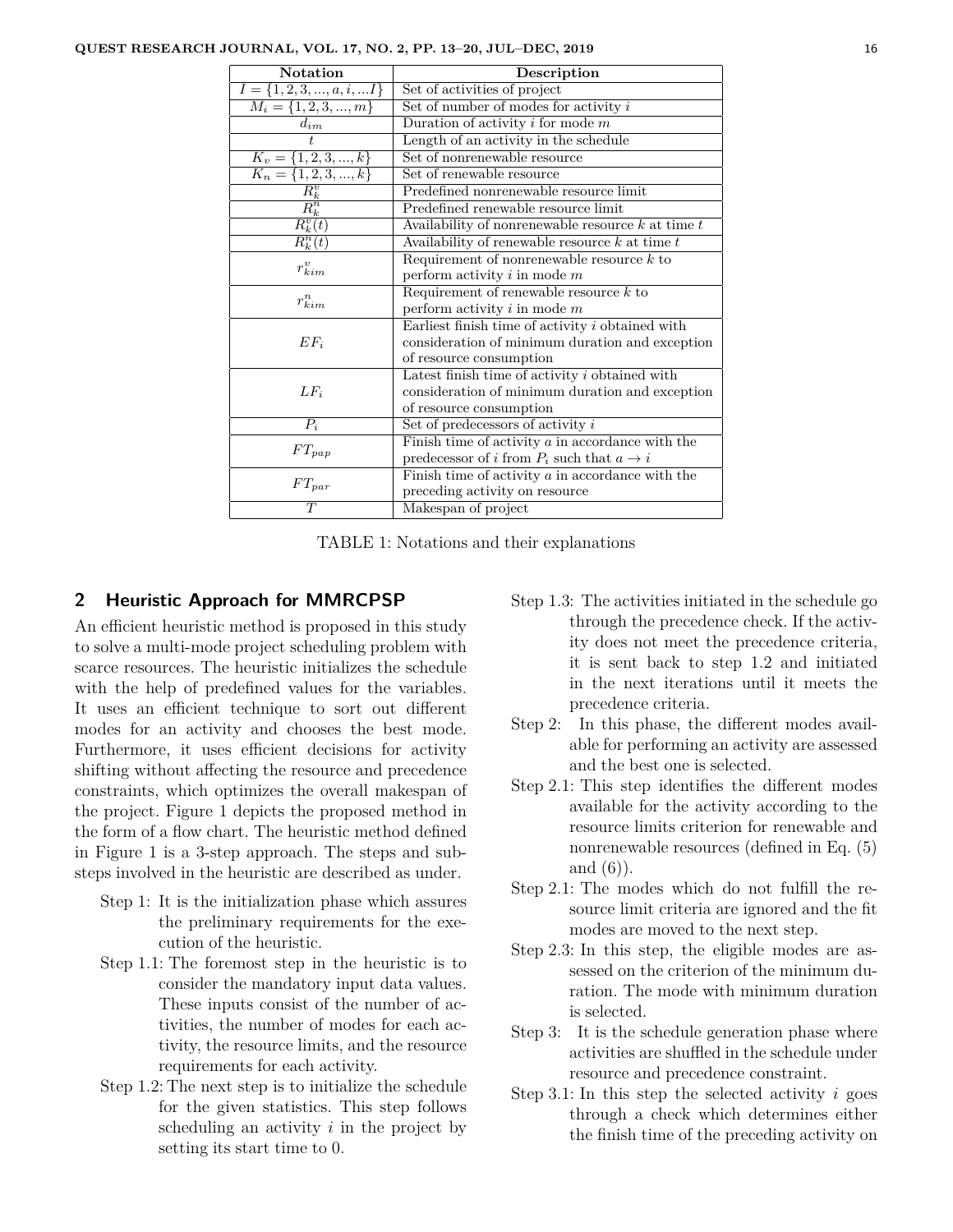| Notation | Description |
|---|---|
| $I = \{1, 2, 3, ..., a, i, ...I\}$ | Set of activities of project |
| $M_i = \{1, 2, 3, ..., m\}$ | Set of number of modes for activity $i$ |
| $d_{im}$ | Duration of activity $i$ for mode $m$ |
| $t$ | Length of an activity in the schedule |
| $K_v = \{1, 2, 3, ..., k\}$ | Set of nonrenewable resource |
| $K_n = \{1, 2, 3, ..., k\}$ | Set of renewable resource |
| $R_k^v$ | Predefined nonrenewable resource limit |
| $R_k^n$ | Predefined renewable resource limit |
| $R_k^v(t)$ | Availability of nonrenewable resource $k$ at time $t$ |
| $R_k^n(t)$ | Availability of renewable resource $k$ at time $t$ |
| $r_{kim}^v$ | Requirement of nonrenewable resource $k$ to perform activity $i$ in mode $m$ |
| $r_{kim}^n$ | Requirement of renewable resource $k$ to perform activity $i$ in mode $m$ |
| $EF_i$ | Earliest finish time of activity $i$ obtained with consideration of minimum duration and exception of resource consumption |
| $LF_i$ | Latest finish time of activity $i$ obtained with consideration of minimum duration and exception of resource consumption |
| $P_i$ | Set of predecessors of activity $i$ |
| $FT_{pap}$ | Finish time of activity $a$ in accordance with the predecessor of $i$ from $P_i$ such that $a \rightarrow i$ |
| $FT_{par}$ | Finish time of activity $a$ in accordance with the preceding activity on resource |
| $T$ | Makespan of project |

TABLE 1: Notations and their explanations

## 2 Heuristic Approach for MMRCPSP

An efficient heuristic method is proposed in this study to solve a multi-mode project scheduling problem with scarce resources. The heuristic initializes the schedule with the help of predefined values for the variables. It uses an efficient technique to sort out different modes for an activity and chooses the best mode. Furthermore, it uses efficient decisions for activity shifting without affecting the resource and precedence constraints, which optimizes the overall makespan of the project. Figure 1 depicts the proposed method in the form of a flow chart. The heuristic method defined in Figure 1 is a 3-step approach. The steps and substeps involved in the heuristic are described as under.

- Step 1: It is the initialization phase which assures the preliminary requirements for the execution of the heuristic.
- Step 1.1: The foremost step in the heuristic is to consider the mandatory input data values. These inputs consist of the number of activities, the number of modes for each activity, the resource limits, and the resource requirements for each activity.
- Step 1.2: The next step is to initialize the schedule for the given statistics. This step follows scheduling an activity $i$ in the project by setting its start time to 0.
- Step 1.3: The activities initiated in the schedule go through the precedence check. If the activity does not meet the precedence criteria, it is sent back to step 1.2 and initiated in the next iterations until it meets the precedence criteria.
- Step 2: In this phase, the different modes available for performing an activity are assessed and the best one is selected.
- Step 2.1: This step identifies the different modes available for the activity according to the resource limits criterion for renewable and nonrenewable resources (defined in Eq. (5) and (6)).
- Step 2.1: The modes which do not fulfill the resource limit criteria are ignored and the fit modes are moved to the next step.
- Step 2.3: In this step, the eligible modes are assessed on the criterion of the minimum duration. The mode with minimum duration is selected.
- Step 3: It is the schedule generation phase where activities are shuffled in the schedule under resource and precedence constraint.
- Step 3.1: In this step the selected activity $i$ goes through a check which determines either the finish time of the preceding activity on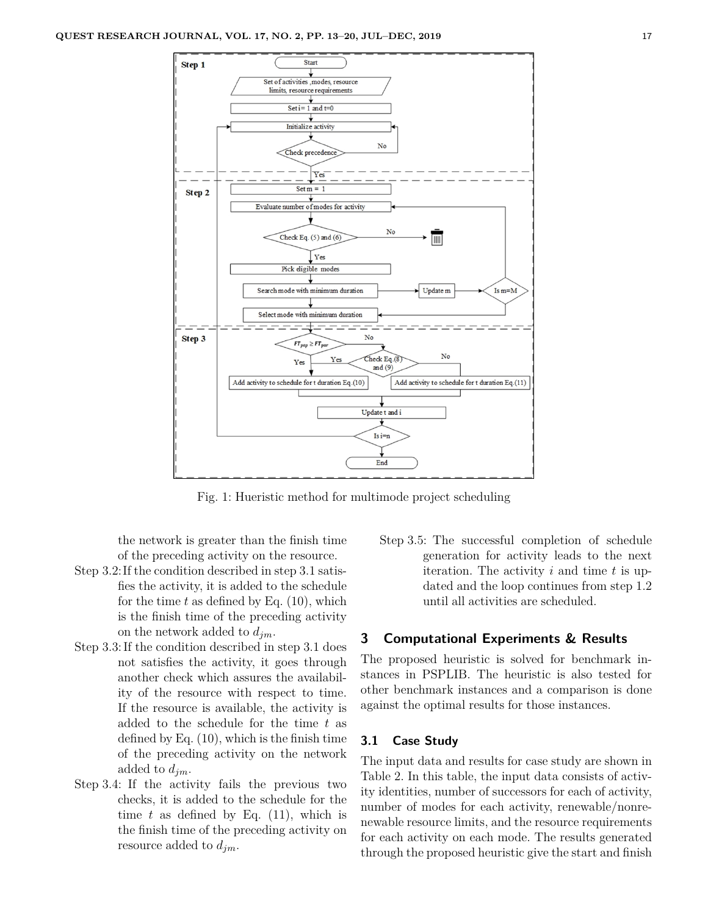Fig. 1: Hueristic method for multimode project scheduling

the network is greater than the finish time of the preceding activity on the resource.

Step 3.2: If the condition described in step 3.1 satisfies the activity, it is added to the schedule for the time $t$ as defined by Eq. (10), which is the finish time of the preceding activity on the network added to $d_{jm}$.

Step 3.3: If the condition described in step 3.1 does not satisfies the activity, it goes through another check which assures the availability of the resource with respect to time. If the resource is available, the activity is added to the schedule for the time $t$ as defined by Eq. (10), which is the finish time of the preceding activity on the network added to $d_{jm}$.

Step 3.4: If the activity fails the previous two checks, it is added to the schedule for the time $t$ as defined by Eq. (11), which is the finish time of the preceding activity on resource added to $d_{jm}$.

Step 3.5: The successful completion of schedule generation for activity leads to the next iteration. The activity $i$ and time $t$ is updated and the loop continues from step 1.2 until all activities are scheduled.

## 3 Computational Experiments & Results

The proposed heuristic is solved for benchmark instances in PSPLIB. The heuristic is also tested for other benchmark instances and a comparison is done against the optimal results for those instances.

### 3.1 Case Study

The input data and results for case study are shown in Table 2. In this table, the input data consists of activity identities, number of successors for each of activity, number of modes for each activity, renewable/nonrenewable resource limits, and the resource requirements for each activity on each mode. The results generated through the proposed heuristic give the start and finish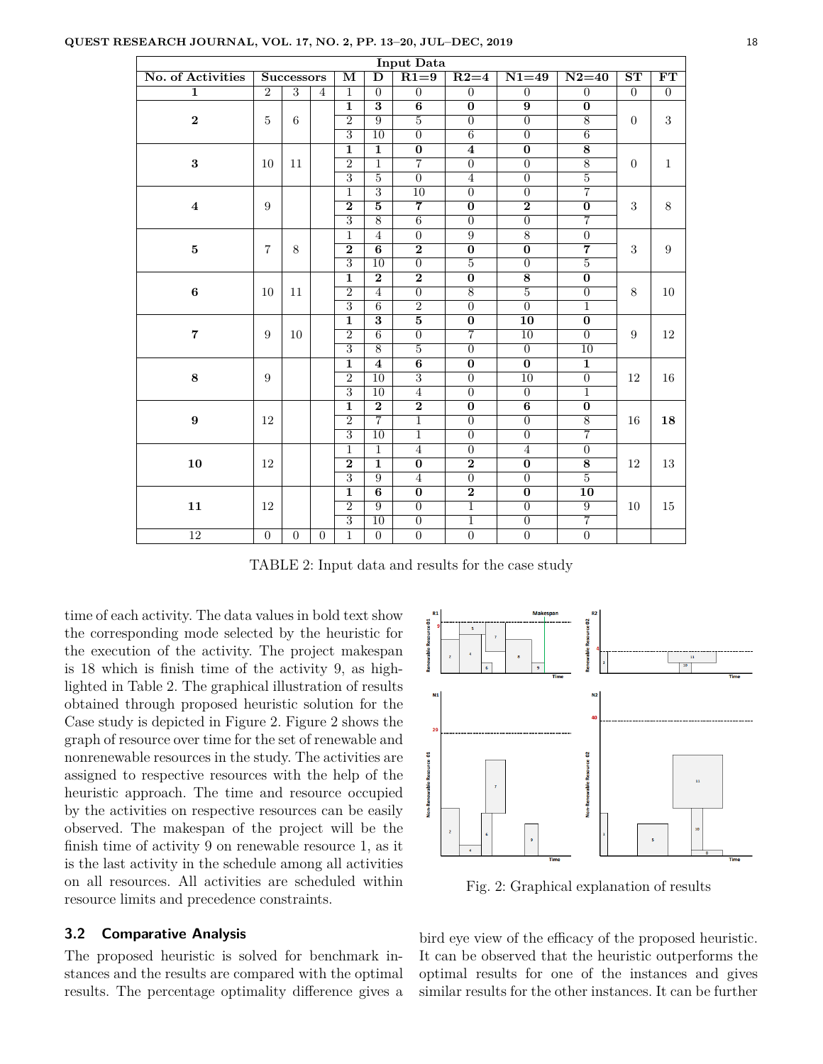| Input Data | | | | | | | | | | | |
|---|---|---|---|---|---|---|---|---|---|---|---|
| No. of Activities | Successors | | | M | D | R1=9 | R2=4 | N1=49 | N2=40 | ST | FT |
| 1 | 2 | 3 | 4 | 1 | 0 | 0 | 0 | 0 | 0 | 0 | 0 |
| **2** | 5 | 6 | | **1** | **3** | **6** | **0** | **9** | **0** | 0 | 3 |
| | | | | 2 | 9 | 5 | 0 | 0 | 8 | | |
| | | | | 3 | 10 | 0 | 6 | 0 | 6 | | |
| **3** | 10 | 11 | | **1** | **1** | **0** | **4** | **0** | **8** | 0 | 1 |
| | | | | 2 | 1 | 7 | 0 | 0 | 8 | | |
| | | | | 3 | 5 | 0 | 4 | 0 | 5 | | |
| **4** | 9 | | | 1 | 3 | 10 | 0 | 0 | 7 | 3 | 8 |
| | | | | **2** | **5** | **7** | **0** | **2** | **0** | | |
| | | | | 3 | 8 | 6 | 0 | 0 | 7 | | |
| **5** | 7 | 8 | | 1 | 4 | 0 | 9 | 8 | 0 | 3 | 9 |
| | | | | **2** | **6** | **2** | **0** | **0** | **7** | | |
| | | | | 3 | 10 | 0 | 5 | 0 | 5 | | |
| **6** | 10 | 11 | | **1** | **2** | **2** | **0** | **8** | **0** | 8 | 10 |
| | | | | 2 | 4 | 0 | 8 | 5 | 0 | | |
| | | | | 3 | 6 | 2 | 0 | 0 | 1 | | |
| **7** | 9 | 10 | | **1** | **3** | **5** | **0** | **10** | **0** | 9 | 12 |
| | | | | 2 | 6 | 0 | 7 | 10 | 0 | | |
| | | | | 3 | 8 | 5 | 0 | 0 | 10 | | |
| **8** | 9 | | | **1** | **4** | **6** | **0** | **0** | **1** | 12 | 16 |
| | | | | 2 | 10 | 3 | 0 | 10 | 0 | | |
| | | | | 3 | 10 | 4 | 0 | 0 | 1 | | |
| **9** | 12 | | | **1** | **2** | **2** | **0** | **6** | **0** | 16 | **18** |
| | | | | 2 | 7 | 1 | 0 | 0 | 8 | | |
| | | | | 3 | 10 | 1 | 0 | 0 | 7 | | |
| **10** | 12 | | | 1 | 1 | 4 | 0 | 4 | 0 | 12 | 13 |
| | | | | **2** | **1** | **0** | **2** | **0** | **8** | | |
| | | | | 3 | 9 | 4 | 0 | 0 | 5 | | |
| **11** | 12 | | | **1** | **6** | **0** | **2** | **0** | **10** | 10 | 15 |
| | | | | 2 | 9 | 0 | 1 | 0 | 9 | | |
| | | | | 3 | 10 | 0 | 1 | 0 | 7 | | |
| 12 | 0 | 0 | 0 | 1 | 0 | 0 | 0 | 0 | 0 | | |

TABLE 2: Input data and results for the case study

time of each activity. The data values in bold text show the corresponding mode selected by the heuristic for the execution of the activity. The project makespan is 18 which is finish time of the activity 9, as highlighted in Table 2. The graphical illustration of results obtained through proposed heuristic solution for the Case study is depicted in Figure 2. Figure 2 shows the graph of resource over time for the set of renewable and nonrenewable resources in the study. The activities are assigned to respective resources with the help of the heuristic approach. The time and resource occupied by the activities on respective resources can be easily observed. The makespan of the project will be the finish time of activity 9 on renewable resource 1, as it is the last activity in the schedule among all activities on all resources. All activities are scheduled within resource limits and precedence constraints.

Fig. 2: Graphical explanation of results

### 3.2 Comparative Analysis

The proposed heuristic is solved for benchmark instances and the results are compared with the optimal results. The percentage optimality difference gives a bird eye view of the efficacy of the proposed heuristic. It can be observed that the heuristic outperforms the optimal results for one of the instances and gives similar results for the other instances. It can be further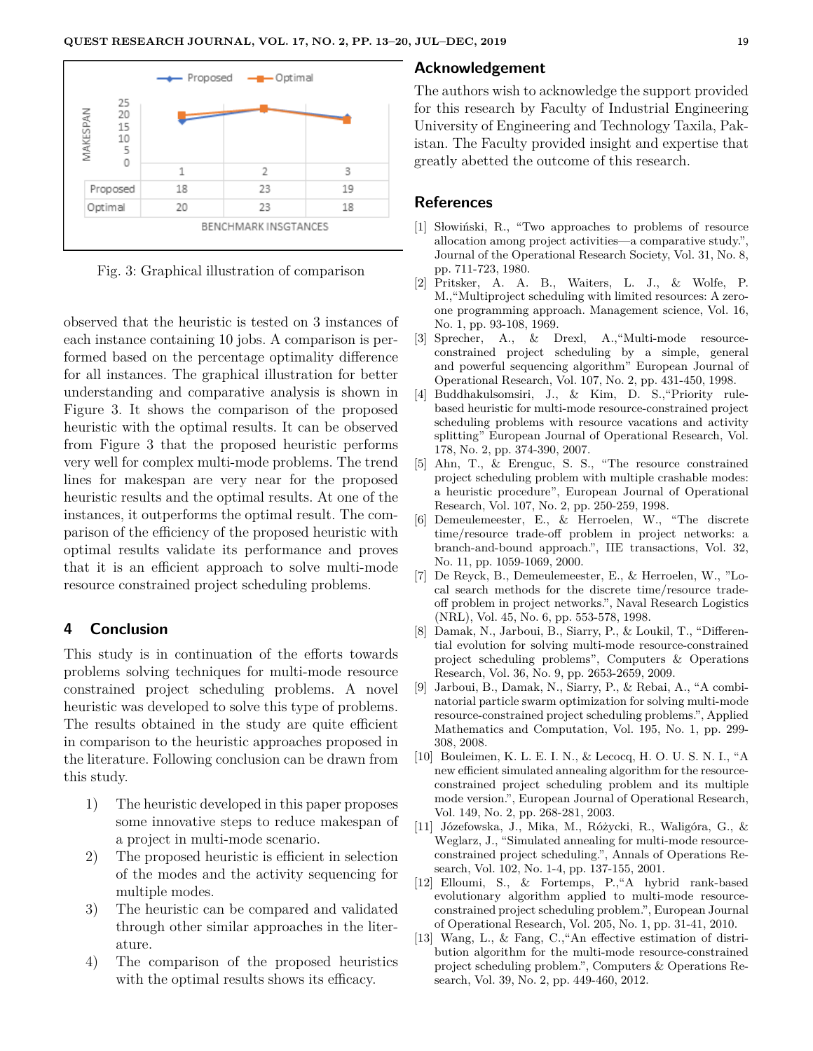| | 1 | 2 | 3 |
|---|---|---|---|
| Proposed | 18 | 23 | 19 |
| Optimal | 20 | 23 | 18 |

Fig. 3: Graphical illustration of comparison

observed that the heuristic is tested on 3 instances of each instance containing 10 jobs. A comparison is performed based on the percentage optimality difference for all instances. The graphical illustration for better understanding and comparative analysis is shown in Figure 3. It shows the comparison of the proposed heuristic with the optimal results. It can be observed from Figure 3 that the proposed heuristic performs very well for complex multi-mode problems. The trend lines for makespan are very near for the proposed heuristic results and the optimal results. At one of the instances, it outperforms the optimal result. The comparison of the efficiency of the proposed heuristic with optimal results validate its performance and proves that it is an efficient approach to solve multi-mode resource constrained project scheduling problems.

## 4 Conclusion

This study is in continuation of the efforts towards problems solving techniques for multi-mode resource constrained project scheduling problems. A novel heuristic was developed to solve this type of problems. The results obtained in the study are quite efficient in comparison to the heuristic approaches proposed in the literature. Following conclusion can be drawn from this study.

1) The heuristic developed in this paper proposes some innovative steps to reduce makespan of a project in multi-mode scenario.
2) The proposed heuristic is efficient in selection of the modes and the activity sequencing for multiple modes.
3) The heuristic can be compared and validated through other similar approaches in the literature.
4) The comparison of the proposed heuristics with the optimal results shows its efficacy.

## Acknowledgement

The authors wish to acknowledge the support provided for this research by Faculty of Industrial Engineering University of Engineering and Technology Taxila, Pakistan. The Faculty provided insight and expertise that greatly abetted the outcome of this research.

## References

[1] Słowiński, R., "Two approaches to problems of resource allocation among project activities—a comparative study.", Journal of the Operational Research Society, Vol. 31, No. 8, pp. 711-723, 1980.

[2] Pritsker, A. A. B., Waiters, L. J., & Wolfe, P. M.,"Multiproject scheduling with limited resources: A zero-one programming approach. Management science, Vol. 16, No. 1, pp. 93-108, 1969.

[3] Sprecher, A., & Drexl, A.,"Multi-mode resource-constrained project scheduling by a simple, general and powerful sequencing algorithm" European Journal of Operational Research, Vol. 107, No. 2, pp. 431-450, 1998.

[4] Buddhakulsomsiri, J., & Kim, D. S.,"Priority rule-based heuristic for multi-mode resource-constrained project scheduling problems with resource vacations and activity splitting" European Journal of Operational Research, Vol. 178, No. 2, pp. 374-390, 2007.

[5] Ahn, T., & Erenguc, S. S., "The resource constrained project scheduling problem with multiple crashable modes: a heuristic procedure", European Journal of Operational Research, Vol. 107, No. 2, pp. 250-259, 1998.

[6] Demeulemeester, E., & Herroelen, W., "The discrete time/resource trade-off problem in project networks: a branch-and-bound approach.", IIE transactions, Vol. 32, No. 11, pp. 1059-1069, 2000.

[7] De Reyck, B., Demeulemeester, E., & Herroelen, W., "Local search methods for the discrete time/resource trade-off problem in project networks.", Naval Research Logistics (NRL), Vol. 45, No. 6, pp. 553-578, 1998.

[8] Damak, N., Jarboui, B., Siarry, P., & Loukil, T., "Differential evolution for solving multi-mode resource-constrained project scheduling problems", Computers & Operations Research, Vol. 36, No. 9, pp. 2653-2659, 2009.

[9] Jarboui, B., Damak, N., Siarry, P., & Rebai, A., "A combinatorial particle swarm optimization for solving multi-mode resource-constrained project scheduling problems.", Applied Mathematics and Computation, Vol. 195, No. 1, pp. 299-308, 2008.

[10] Bouleimen, K. L. E. I. N., & Lecocq, H. O. U. S. N. I., "A new efficient simulated annealing algorithm for the resource-constrained project scheduling problem and its multiple mode version.", European Journal of Operational Research, Vol. 149, No. 2, pp. 268-281, 2003.

[11] Józefowska, J., Mika, M., Różycki, R., Waligóra, G., & Weglarz, J., "Simulated annealing for multi-mode resource-constrained project scheduling.", Annals of Operations Research, Vol. 102, No. 1-4, pp. 137-155, 2001.

[12] Elloumi, S., & Fortemps, P.,"A hybrid rank-based evolutionary algorithm applied to multi-mode resource-constrained project scheduling problem.", European Journal of Operational Research, Vol. 205, No. 1, pp. 31-41, 2010.

[13] Wang, L., & Fang, C.,"An effective estimation of distribution algorithm for the multi-mode resource-constrained project scheduling problem.", Computers & Operations Research, Vol. 39, No. 2, pp. 449-460, 2012.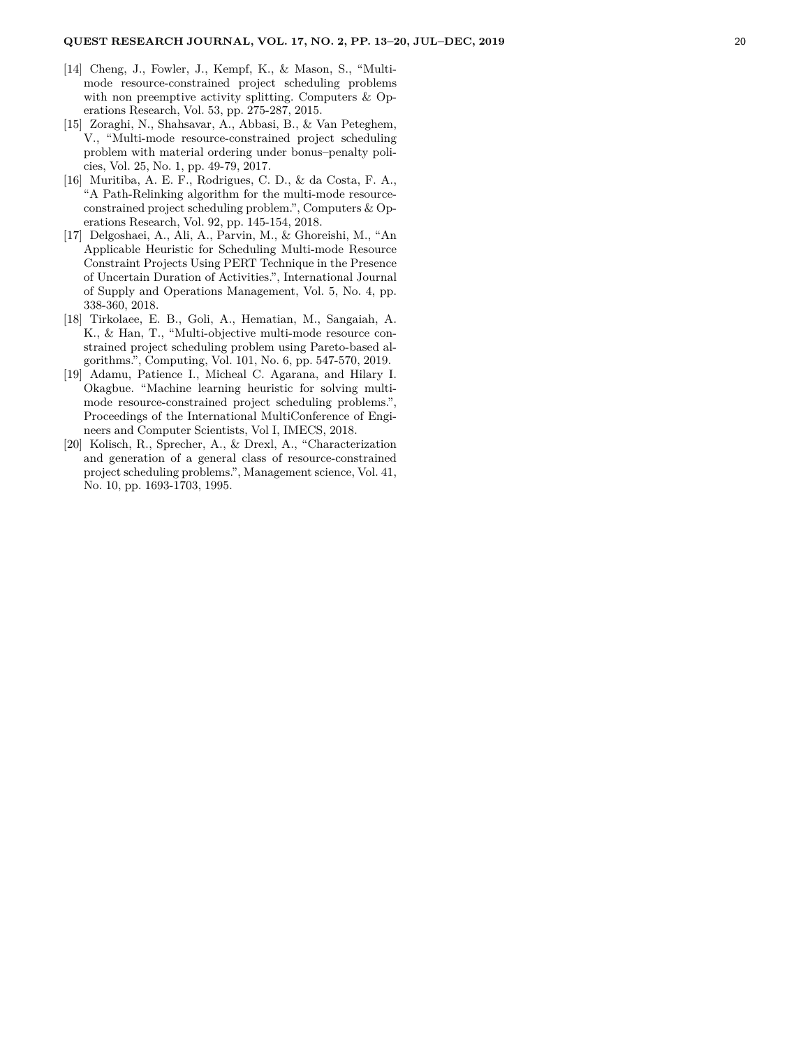[14] Cheng, J., Fowler, J., Kempf, K., & Mason, S., "Multi-mode resource-constrained project scheduling problems with non preemptive activity splitting. Computers & Operations Research, Vol. 53, pp. 275-287, 2015.

[15] Zoraghi, N., Shahsavar, A., Abbasi, B., & Van Peteghem, V., "Multi-mode resource-constrained project scheduling problem with material ordering under bonus–penalty policies, Vol. 25, No. 1, pp. 49-79, 2017.

[16] Muritiba, A. E. F., Rodrigues, C. D., & da Costa, F. A., "A Path-Relinking algorithm for the multi-mode resource-constrained project scheduling problem.", Computers & Operations Research, Vol. 92, pp. 145-154, 2018.

[17] Delgoshaei, A., Ali, A., Parvin, M., & Ghoreishi, M., "An Applicable Heuristic for Scheduling Multi-mode Resource Constraint Projects Using PERT Technique in the Presence of Uncertain Duration of Activities.", International Journal of Supply and Operations Management, Vol. 5, No. 4, pp. 338-360, 2018.

[18] Tirkolaee, E. B., Goli, A., Hematian, M., Sangaiah, A. K., & Han, T., "Multi-objective multi-mode resource constrained project scheduling problem using Pareto-based algorithms.", Computing, Vol. 101, No. 6, pp. 547-570, 2019.

[19] Adamu, Patience I., Micheal C. Agarana, and Hilary I. Okagbue. "Machine learning heuristic for solving multi-mode resource-constrained project scheduling problems.", Proceedings of the International MultiConference of Engineers and Computer Scientists, Vol I, IMECS, 2018.

[20] Kolisch, R., Sprecher, A., & Drexl, A., "Characterization and generation of a general class of resource-constrained project scheduling problems.", Management science, Vol. 41, No. 10, pp. 1693-1703, 1995.